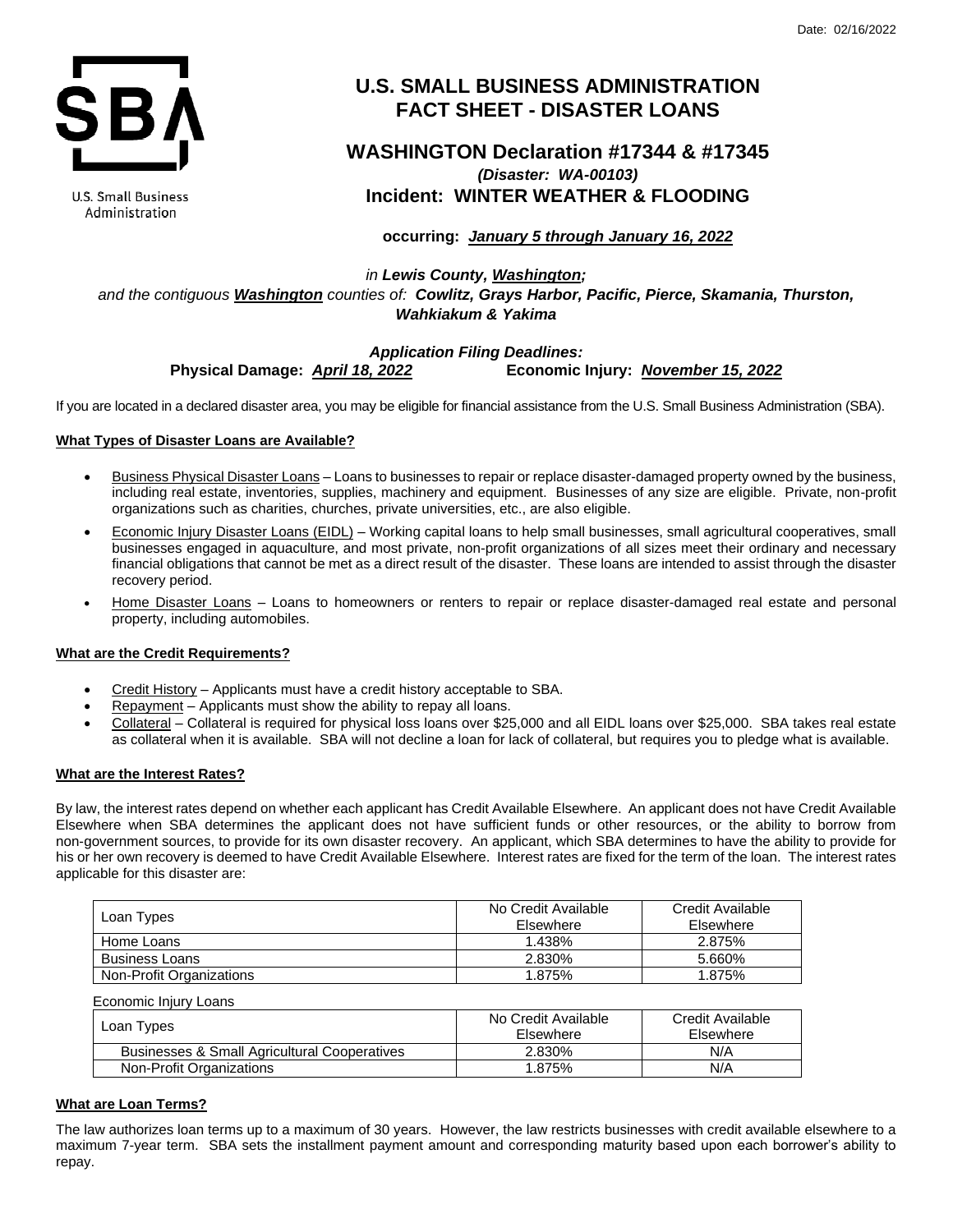Date: 02/16/2022

U.S. Small Business Administration

# U.S. SMALL BUSINESS ADMINISTRATION FACT SHEET - DISASTER LOANS

## WASHINGTON Declaration #17344 & #17345

***(Disaster: WA-00103)***

**Incident: WINTER WEATHER & FLOODING**

**occurring: *January 5 through January 16, 2022***

*in **Lewis County, Washington;***
*and the contiguous **Washington** counties of: **Cowlitz, Grays Harbor, Pacific, Pierce, Skamania, Thurston, Wahkiakum & Yakima***

***Application Filing Deadlines:***
**Physical Damage: *April 18, 2022*** **Economic Injury: *November 15, 2022***

If you are located in a declared disaster area, you may be eligible for financial assistance from the U.S. Small Business Administration (SBA).

**What Types of Disaster Loans are Available?**

- Business Physical Disaster Loans – Loans to businesses to repair or replace disaster-damaged property owned by the business, including real estate, inventories, supplies, machinery and equipment. Businesses of any size are eligible. Private, non-profit organizations such as charities, churches, private universities, etc., are also eligible.
- Economic Injury Disaster Loans (EIDL) – Working capital loans to help small businesses, small agricultural cooperatives, small businesses engaged in aquaculture, and most private, non-profit organizations of all sizes meet their ordinary and necessary financial obligations that cannot be met as a direct result of the disaster. These loans are intended to assist through the disaster recovery period.
- Home Disaster Loans – Loans to homeowners or renters to repair or replace disaster-damaged real estate and personal property, including automobiles.

**What are the Credit Requirements?**

- Credit History – Applicants must have a credit history acceptable to SBA.
- Repayment – Applicants must show the ability to repay all loans.
- Collateral – Collateral is required for physical loss loans over $25,000 and all EIDL loans over $25,000. SBA takes real estate as collateral when it is available. SBA will not decline a loan for lack of collateral, but requires you to pledge what is available.

**What are the Interest Rates?**

By law, the interest rates depend on whether each applicant has Credit Available Elsewhere. An applicant does not have Credit Available Elsewhere when SBA determines the applicant does not have sufficient funds or other resources, or the ability to borrow from non-government sources, to provide for its own disaster recovery. An applicant, which SBA determines to have the ability to provide for his or her own recovery is deemed to have Credit Available Elsewhere. Interest rates are fixed for the term of the loan. The interest rates applicable for this disaster are:

| Loan Types | No Credit Available Elsewhere | Credit Available Elsewhere |
|---|---|---|
| Home Loans | 1.438% | 2.875% |
| Business Loans | 2.830% | 5.660% |
| Non-Profit Organizations | 1.875% | 1.875% |

Economic Injury Loans

| Loan Types | No Credit Available Elsewhere | Credit Available Elsewhere |
|---|---|---|
| Businesses & Small Agricultural Cooperatives | 2.830% | N/A |
| Non-Profit Organizations | 1.875% | N/A |

**What are Loan Terms?**

The law authorizes loan terms up to a maximum of 30 years. However, the law restricts businesses with credit available elsewhere to a maximum 7-year term. SBA sets the installment payment amount and corresponding maturity based upon each borrower's ability to repay.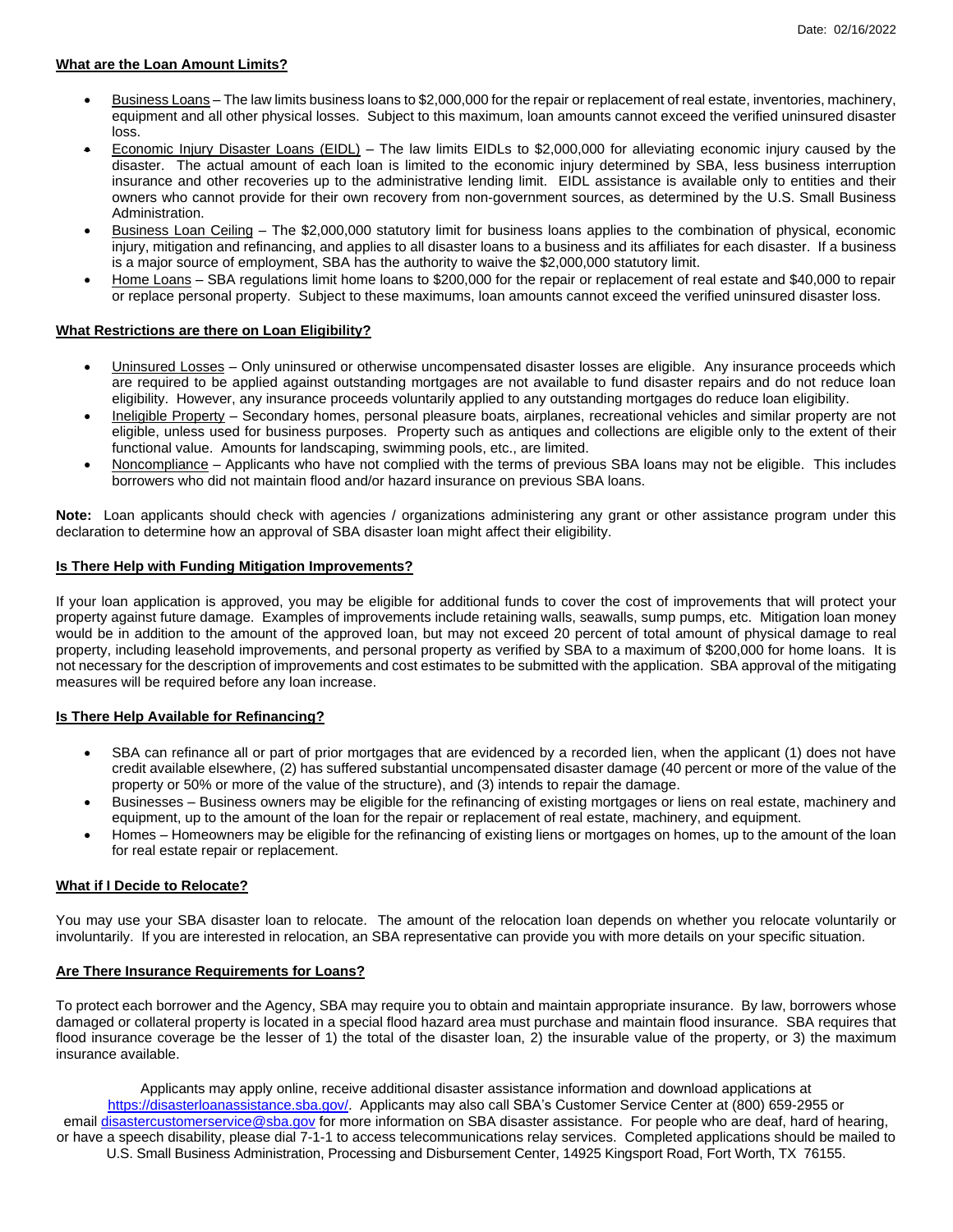Date: 02/16/2022

## What are the Loan Amount Limits?

- Business Loans – The law limits business loans to $2,000,000 for the repair or replacement of real estate, inventories, machinery, equipment and all other physical losses. Subject to this maximum, loan amounts cannot exceed the verified uninsured disaster loss.
- Economic Injury Disaster Loans (EIDL) – The law limits EIDLs to $2,000,000 for alleviating economic injury caused by the disaster. The actual amount of each loan is limited to the economic injury determined by SBA, less business interruption insurance and other recoveries up to the administrative lending limit. EIDL assistance is available only to entities and their owners who cannot provide for their own recovery from non-government sources, as determined by the U.S. Small Business Administration.
- Business Loan Ceiling – The $2,000,000 statutory limit for business loans applies to the combination of physical, economic injury, mitigation and refinancing, and applies to all disaster loans to a business and its affiliates for each disaster. If a business is a major source of employment, SBA has the authority to waive the $2,000,000 statutory limit.
- Home Loans – SBA regulations limit home loans to $200,000 for the repair or replacement of real estate and $40,000 to repair or replace personal property. Subject to these maximums, loan amounts cannot exceed the verified uninsured disaster loss.

## What Restrictions are there on Loan Eligibility?

- Uninsured Losses – Only uninsured or otherwise uncompensated disaster losses are eligible. Any insurance proceeds which are required to be applied against outstanding mortgages are not available to fund disaster repairs and do not reduce loan eligibility. However, any insurance proceeds voluntarily applied to any outstanding mortgages do reduce loan eligibility.
- Ineligible Property – Secondary homes, personal pleasure boats, airplanes, recreational vehicles and similar property are not eligible, unless used for business purposes. Property such as antiques and collections are eligible only to the extent of their functional value. Amounts for landscaping, swimming pools, etc., are limited.
- Noncompliance – Applicants who have not complied with the terms of previous SBA loans may not be eligible. This includes borrowers who did not maintain flood and/or hazard insurance on previous SBA loans.

**Note:** Loan applicants should check with agencies / organizations administering any grant or other assistance program under this declaration to determine how an approval of SBA disaster loan might affect their eligibility.

## Is There Help with Funding Mitigation Improvements?

If your loan application is approved, you may be eligible for additional funds to cover the cost of improvements that will protect your property against future damage. Examples of improvements include retaining walls, seawalls, sump pumps, etc. Mitigation loan money would be in addition to the amount of the approved loan, but may not exceed 20 percent of total amount of physical damage to real property, including leasehold improvements, and personal property as verified by SBA to a maximum of $200,000 for home loans. It is not necessary for the description of improvements and cost estimates to be submitted with the application. SBA approval of the mitigating measures will be required before any loan increase.

## Is There Help Available for Refinancing?

- SBA can refinance all or part of prior mortgages that are evidenced by a recorded lien, when the applicant (1) does not have credit available elsewhere, (2) has suffered substantial uncompensated disaster damage (40 percent or more of the value of the property or 50% or more of the value of the structure), and (3) intends to repair the damage.
- Businesses – Business owners may be eligible for the refinancing of existing mortgages or liens on real estate, machinery and equipment, up to the amount of the loan for the repair or replacement of real estate, machinery, and equipment.
- Homes – Homeowners may be eligible for the refinancing of existing liens or mortgages on homes, up to the amount of the loan for real estate repair or replacement.

## What if I Decide to Relocate?

You may use your SBA disaster loan to relocate. The amount of the relocation loan depends on whether you relocate voluntarily or involuntarily. If you are interested in relocation, an SBA representative can provide you with more details on your specific situation.

## Are There Insurance Requirements for Loans?

To protect each borrower and the Agency, SBA may require you to obtain and maintain appropriate insurance. By law, borrowers whose damaged or collateral property is located in a special flood hazard area must purchase and maintain flood insurance. SBA requires that flood insurance coverage be the lesser of 1) the total of the disaster loan, 2) the insurable value of the property, or 3) the maximum insurance available.

Applicants may apply online, receive additional disaster assistance information and download applications at https://disasterloanassistance.sba.gov/. Applicants may also call SBA's Customer Service Center at (800) 659-2955 or email disastercustomerservice@sba.gov for more information on SBA disaster assistance. For people who are deaf, hard of hearing, or have a speech disability, please dial 7-1-1 to access telecommunications relay services. Completed applications should be mailed to U.S. Small Business Administration, Processing and Disbursement Center, 14925 Kingsport Road, Fort Worth, TX 76155.